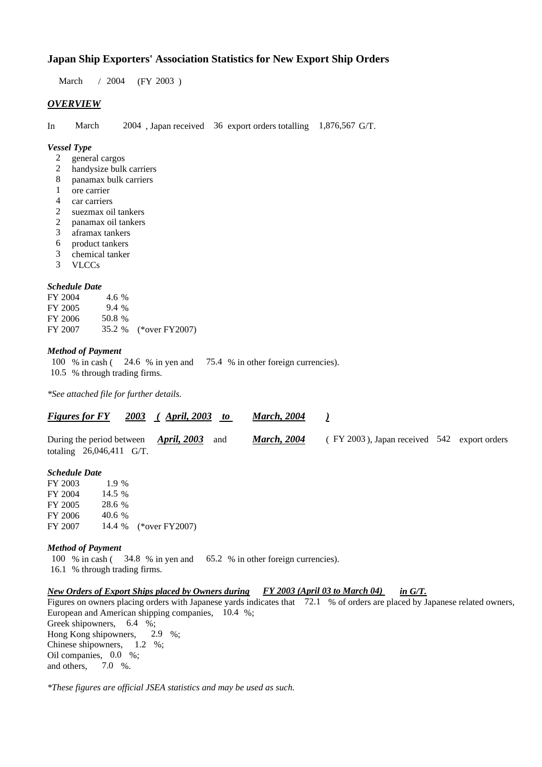# Japan Ship Exporters' Association Statistics for New Export Ship Orders

March / 2004 (FY 2003 )

## *OVERVIEW*

In March 2004 , Japan received 36 export orders totalling 1,876,567 G/T.

### *Vessel Type*

- 2 general cargos
- 2 handysize bulk carriers
- 8 panamax bulk carriers
- 1 ore carrier
- 4 car carriers
- 2 suezmax oil tankers
- 2 panamax oil tankers
- 3 aframax tankers
- 6 product tankers
- 3 chemical tanker
- 3 VLCCs

### *Schedule Date*

| | | |
|---|---|---|
| FY 2004 | 4.6 % | |
| FY 2005 | 9.4 % | |
| FY 2006 | 50.8 % | |
| FY 2007 | 35.2 % | (*over FY2007) |

### *Method of Payment*

100 % in cash ( 24.6 % in yen and 75.4 % in other foreign currencies).
10.5 % through trading firms.

*\*See attached file for further details.*

## ***Figures for FY 2003 ( April, 2003 to March, 2004 )***

During the period between ***April, 2003*** and ***March, 2004*** ( FY 2003 ), Japan received 542 export orders totaling 26,046,411 G/T.

### *Schedule Date*

| | | |
|---|---|---|
| FY 2003 | 1.9 % | |
| FY 2004 | 14.5 % | |
| FY 2005 | 28.6 % | |
| FY 2006 | 40.6 % | |
| FY 2007 | 14.4 % | (*over FY2007) |

### *Method of Payment*

100 % in cash ( 34.8 % in yen and 65.2 % in other foreign currencies).
16.1 % through trading firms.

### ***New Orders of Export Ships placed by Owners during FY 2003 (April 03 to March 04) in G/T.***

Figures on owners placing orders with Japanese yards indicates that 72.1 % of orders are placed by Japanese related owners,
European and American shipping companies, 10.4 %;
Greek shipowners, 6.4 %;
Hong Kong shipowners, 2.9 %;
Chinese shipowners, 1.2 %;
Oil companies, 0.0 %;
and others, 7.0 %.

*\*These figures are official JSEA statistics and may be used as such.*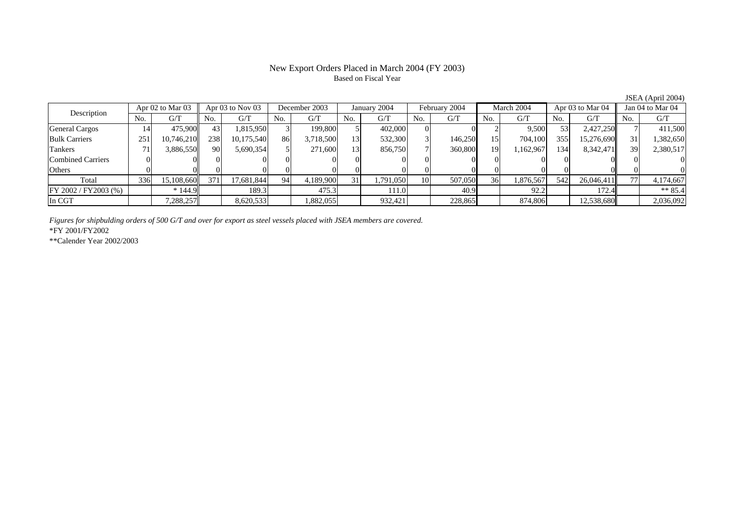# New Export Orders Placed in March 2004 (FY 2003)

Based on Fiscal Year

JSEA (April 2004)

| Description | Apr 02 to Mar 03 | | Apr 03 to Nov 03 | | December 2003 | | January 2004 | | February 2004 | | March 2004 | | Apr 03 to Mar 04 | | Jan 04 to Mar 04 | |
|---|---|---|---|---|---|---|---|---|---|---|---|---|---|---|---|---|
| | No. | G/T | No. | G/T | No. | G/T | No. | G/T | No. | G/T | No. | G/T | No. | G/T | No. | G/T |
| General Cargos | 14 | 475,900 | 43 | 1,815,950 | 3 | 199,800 | 5 | 402,000 | 0 | 0 | 2 | 9,500 | 53 | 2,427,250 | 7 | 411,500 |
| Bulk Carriers | 251 | 10,746,210 | 238 | 10,175,540 | 86 | 3,718,500 | 13 | 532,300 | 3 | 146,250 | 15 | 704,100 | 355 | 15,276,690 | 31 | 1,382,650 |
| Tankers | 71 | 3,886,550 | 90 | 5,690,354 | 5 | 271,600 | 13 | 856,750 | 7 | 360,800 | 19 | 1,162,967 | 134 | 8,342,471 | 39 | 2,380,517 |
| Combined Carriers | 0 | 0 | 0 | 0 | 0 | 0 | 0 | 0 | 0 | 0 | 0 | 0 | 0 | 0 | 0 | 0 |
| Others | 0 | 0 | 0 | 0 | 0 | 0 | 0 | 0 | 0 | 0 | 0 | 0 | 0 | 0 | 0 | 0 |
| Total | 336 | 15,108,660 | 371 | 17,681,844 | 94 | 4,189,900 | 31 | 1,791,050 | 10 | 507,050 | 36 | 1,876,567 | 542 | 26,046,411 | 77 | 4,174,667 |
| FY 2002 / FY2003 (%) | | * 144.9 | | 189.3 | | 475.3 | | 111.0 | | 40.9 | | 92.2 | | 172.4 | | ** 85.4 |
| In CGT | | 7,288,257 | | 8,620,533 | | 1,882,055 | | 932,421 | | 228,865 | | 874,806 | | 12,538,680 | | 2,036,092 |

*Figures for shipbulding orders of 500 G/T and over for export as steel vessels placed with JSEA members are covered.*

*FY 2001/FY2002

**Calender Year 2002/2003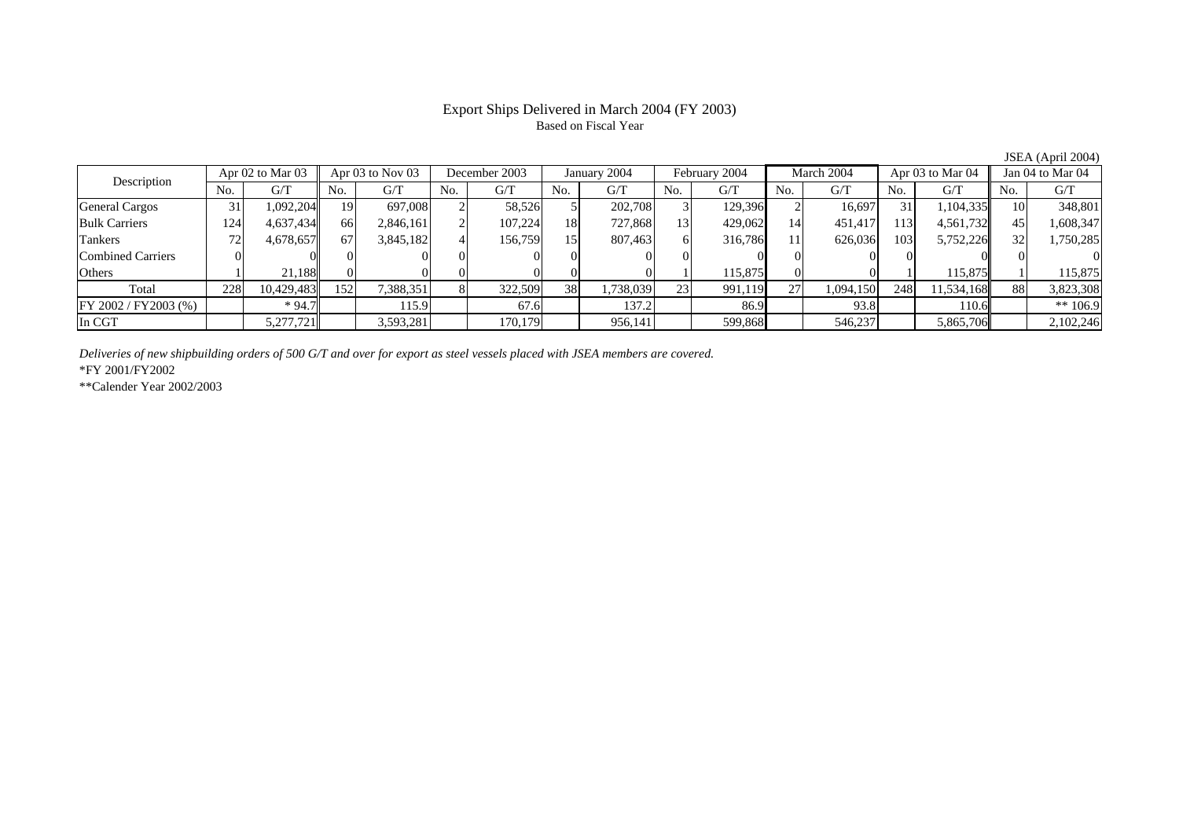# Export Ships Delivered in March 2004 (FY 2003)

Based on Fiscal Year

JSEA (April 2004)

| Description | Apr 02 to Mar 03 | | Apr 03 to Nov 03 | | December 2003 | | January 2004 | | February 2004 | | March 2004 | | Apr 03 to Mar 04 | | Jan 04 to Mar 04 | |
|---|---|---|---|---|---|---|---|---|---|---|---|---|---|---|---|---|
| | No. | G/T | No. | G/T | No. | G/T | No. | G/T | No. | G/T | No. | G/T | No. | G/T | No. | G/T |
| General Cargos | 31 | 1,092,204 | 19 | 697,008 | 2 | 58,526 | 5 | 202,708 | 3 | 129,396 | 2 | 16,697 | 31 | 1,104,335 | 10 | 348,801 |
| Bulk Carriers | 124 | 4,637,434 | 66 | 2,846,161 | 2 | 107,224 | 18 | 727,868 | 13 | 429,062 | 14 | 451,417 | 113 | 4,561,732 | 45 | 1,608,347 |
| Tankers | 72 | 4,678,657 | 67 | 3,845,182 | 4 | 156,759 | 15 | 807,463 | 6 | 316,786 | 11 | 626,036 | 103 | 5,752,226 | 32 | 1,750,285 |
| Combined Carriers | 0 | 0 | 0 | 0 | 0 | 0 | 0 | 0 | 0 | 0 | 0 | 0 | 0 | 0 | 0 | 0 |
| Others | 1 | 21,188 | 0 | 0 | 0 | 0 | 0 | 0 | 1 | 115,875 | 0 | 0 | 1 | 115,875 | 1 | 115,875 |
| Total | 228 | 10,429,483 | 152 | 7,388,351 | 8 | 322,509 | 38 | 1,738,039 | 23 | 991,119 | 27 | 1,094,150 | 248 | 11,534,168 | 88 | 3,823,308 |
| FY 2002 / FY2003 (%) | | * 94.7 | | 115.9 | | 67.6 | | 137.2 | | 86.9 | | 93.8 | | 110.6 | | ** 106.9 |
| In CGT | | 5,277,721 | | 3,593,281 | | 170,179 | | 956,141 | | 599,868 | | 546,237 | | 5,865,706 | | 2,102,246 |

*Deliveries of new shipbuilding orders of 500 G/T and over for export as steel vessels placed with JSEA members are covered.*

*FY 2001/FY2002

**Calender Year 2002/2003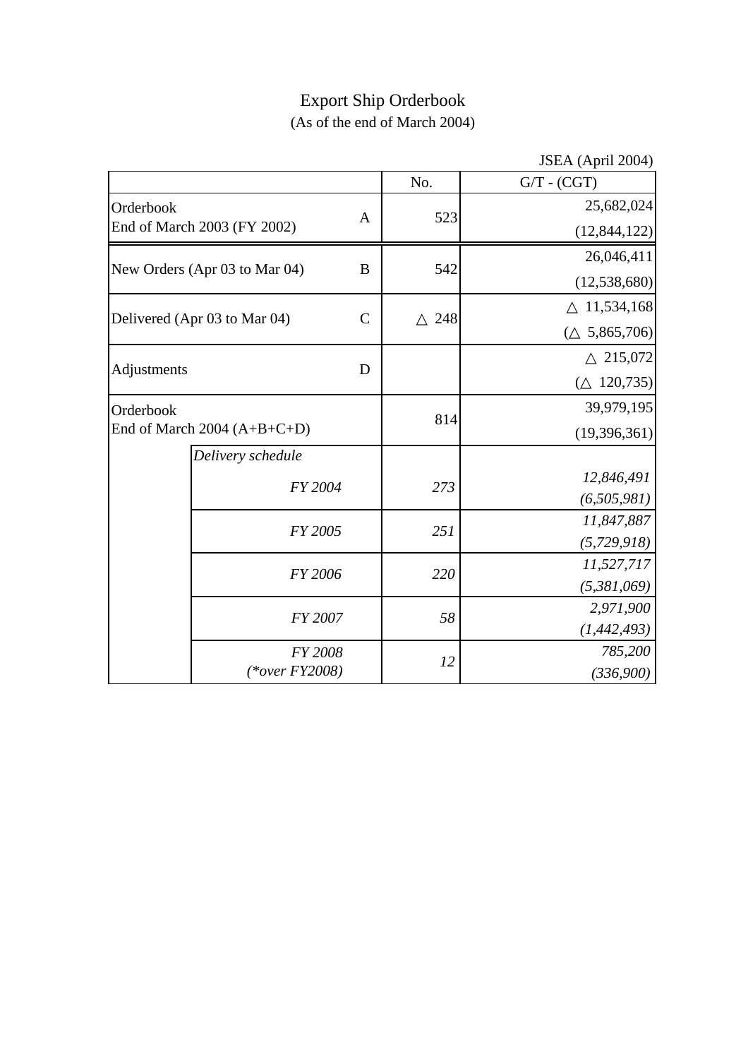# Export Ship Orderbook

(As of the end of March 2004)

JSEA (April 2004)

| | | | No. | G/T - (CGT) |
|---|---|---|---|---|
| Orderbook<br>End of March 2003 (FY 2002) | | A | 523 | 25,682,024<br>(12,844,122) |
| New Orders (Apr 03 to Mar 04) | | B | 542 | 26,046,411<br>(12,538,680) |
| Delivered (Apr 03 to Mar 04) | | C | △ 248 | △ 11,534,168<br>(△ 5,865,706) |
| Adjustments | | D | | △ 215,072<br>(△ 120,735) |
| Orderbook<br>End of March 2004 (A+B+C+D) | | | 814 | 39,979,195<br>(19,396,361) |
| | *Delivery schedule* | | | |
| | *FY 2004* | | *273* | *12,846,491*<br>*(6,505,981)* |
| | *FY 2005* | | *251* | *11,847,887*<br>*(5,729,918)* |
| | *FY 2006* | | *220* | *11,527,717*<br>*(5,381,069)* |
| | *FY 2007* | | *58* | *2,971,900*<br>*(1,442,493)* |
| | *FY 2008*<br>*(*over FY2008)* | | *12* | *785,200*<br>*(336,900)* |